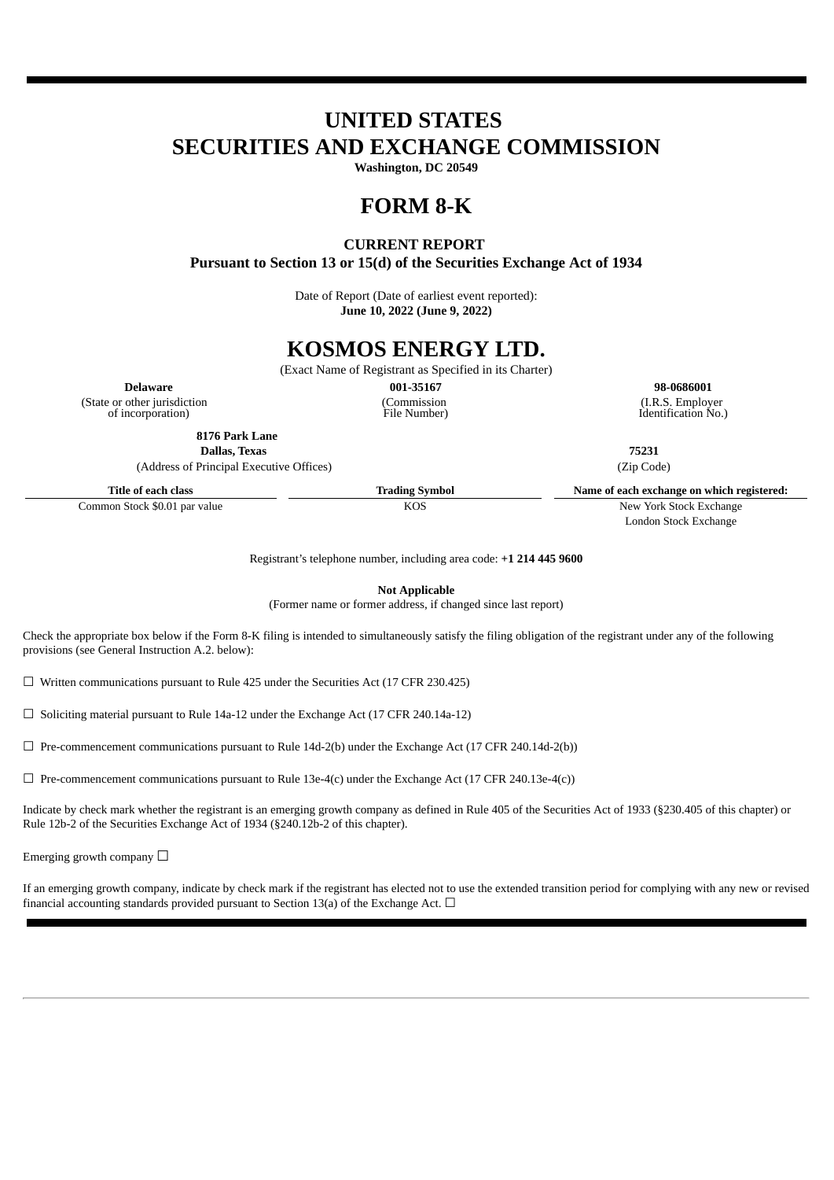# UNITED STATES
# SECURITIES AND EXCHANGE COMMISSION

**Washington, DC 20549**

# FORM 8-K

**CURRENT REPORT**
**Pursuant to Section 13 or 15(d) of the Securities Exchange Act of 1934**

Date of Report (Date of earliest event reported):
**June 10, 2022 (June 9, 2022)**

# KOSMOS ENERGY LTD.

(Exact Name of Registrant as Specified in its Charter)

| **Delaware** | **001-35167** | **98-0686001** |
|---|---|---|
| (State or other jurisdiction of incorporation) | (Commission File Number) | (I.R.S. Employer Identification No.) |

| **8176 Park Lane Dallas, Texas** | **75231** |
|---|---|
| (Address of Principal Executive Offices) | (Zip Code) |

| Title of each class | Trading Symbol | Name of each exchange on which registered: |
|---|---|---|
| Common Stock $0.01 par value | KOS | New York Stock Exchange<br>London Stock Exchange |

Registrant's telephone number, including area code: **+1 214 445 9600**

**Not Applicable**
(Former name or former address, if changed since last report)

Check the appropriate box below if the Form 8-K filing is intended to simultaneously satisfy the filing obligation of the registrant under any of the following provisions (see General Instruction A.2. below):

☐ Written communications pursuant to Rule 425 under the Securities Act (17 CFR 230.425)

☐ Soliciting material pursuant to Rule 14a-12 under the Exchange Act (17 CFR 240.14a-12)

☐ Pre-commencement communications pursuant to Rule 14d-2(b) under the Exchange Act (17 CFR 240.14d-2(b))

☐ Pre-commencement communications pursuant to Rule 13e-4(c) under the Exchange Act (17 CFR 240.13e-4(c))

Indicate by check mark whether the registrant is an emerging growth company as defined in Rule 405 of the Securities Act of 1933 (§230.405 of this chapter) or Rule 12b-2 of the Securities Exchange Act of 1934 (§240.12b-2 of this chapter).

Emerging growth company ☐

If an emerging growth company, indicate by check mark if the registrant has elected not to use the extended transition period for complying with any new or revised financial accounting standards provided pursuant to Section 13(a) of the Exchange Act. ☐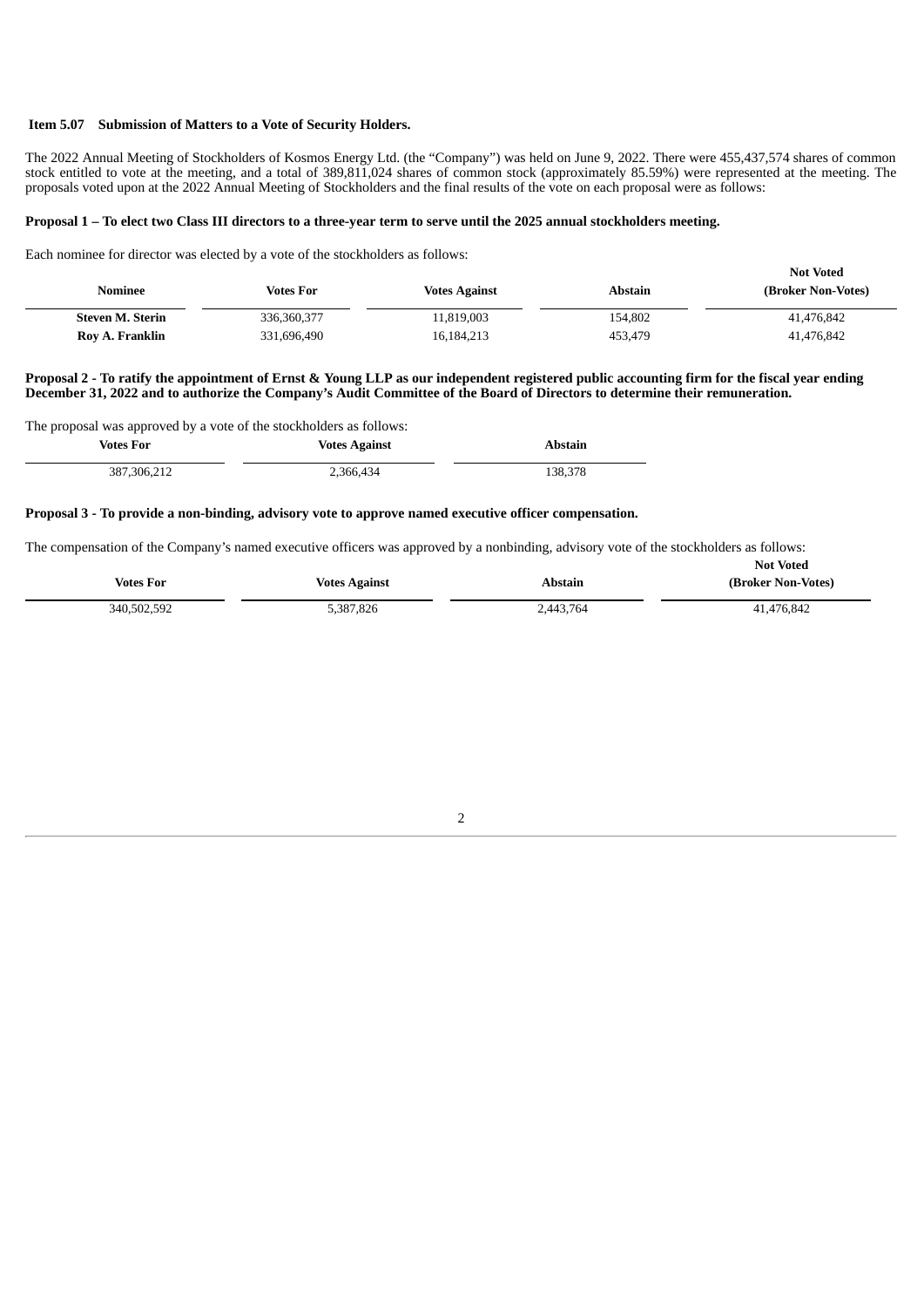**Item 5.07 Submission of Matters to a Vote of Security Holders.**

The 2022 Annual Meeting of Stockholders of Kosmos Energy Ltd. (the "Company") was held on June 9, 2022. There were 455,437,574 shares of common stock entitled to vote at the meeting, and a total of 389,811,024 shares of common stock (approximately 85.59%) were represented at the meeting. The proposals voted upon at the 2022 Annual Meeting of Stockholders and the final results of the vote on each proposal were as follows:

**Proposal 1 – To elect two Class III directors to a three-year term to serve until the 2025 annual stockholders meeting.**

Each nominee for director was elected by a vote of the stockholders as follows:

| Nominee | Votes For | Votes Against | Abstain | Not Voted (Broker Non-Votes) |
|---|---|---|---|---|
| **Steven M. Sterin** | 336,360,377 | 11,819,003 | 154,802 | 41,476,842 |
| **Roy A. Franklin** | 331,696,490 | 16,184,213 | 453,479 | 41,476,842 |

**Proposal 2 - To ratify the appointment of Ernst & Young LLP as our independent registered public accounting firm for the fiscal year ending December 31, 2022 and to authorize the Company's Audit Committee of the Board of Directors to determine their remuneration.**

The proposal was approved by a vote of the stockholders as follows:

| Votes For | Votes Against | Abstain |
|---|---|---|
| 387,306,212 | 2,366,434 | 138,378 |

**Proposal 3 - To provide a non-binding, advisory vote to approve named executive officer compensation.**

The compensation of the Company's named executive officers was approved by a nonbinding, advisory vote of the stockholders as follows:

| Votes For | Votes Against | Abstain | Not Voted (Broker Non-Votes) |
|---|---|---|---|
| 340,502,592 | 5,387,826 | 2,443,764 | 41,476,842 |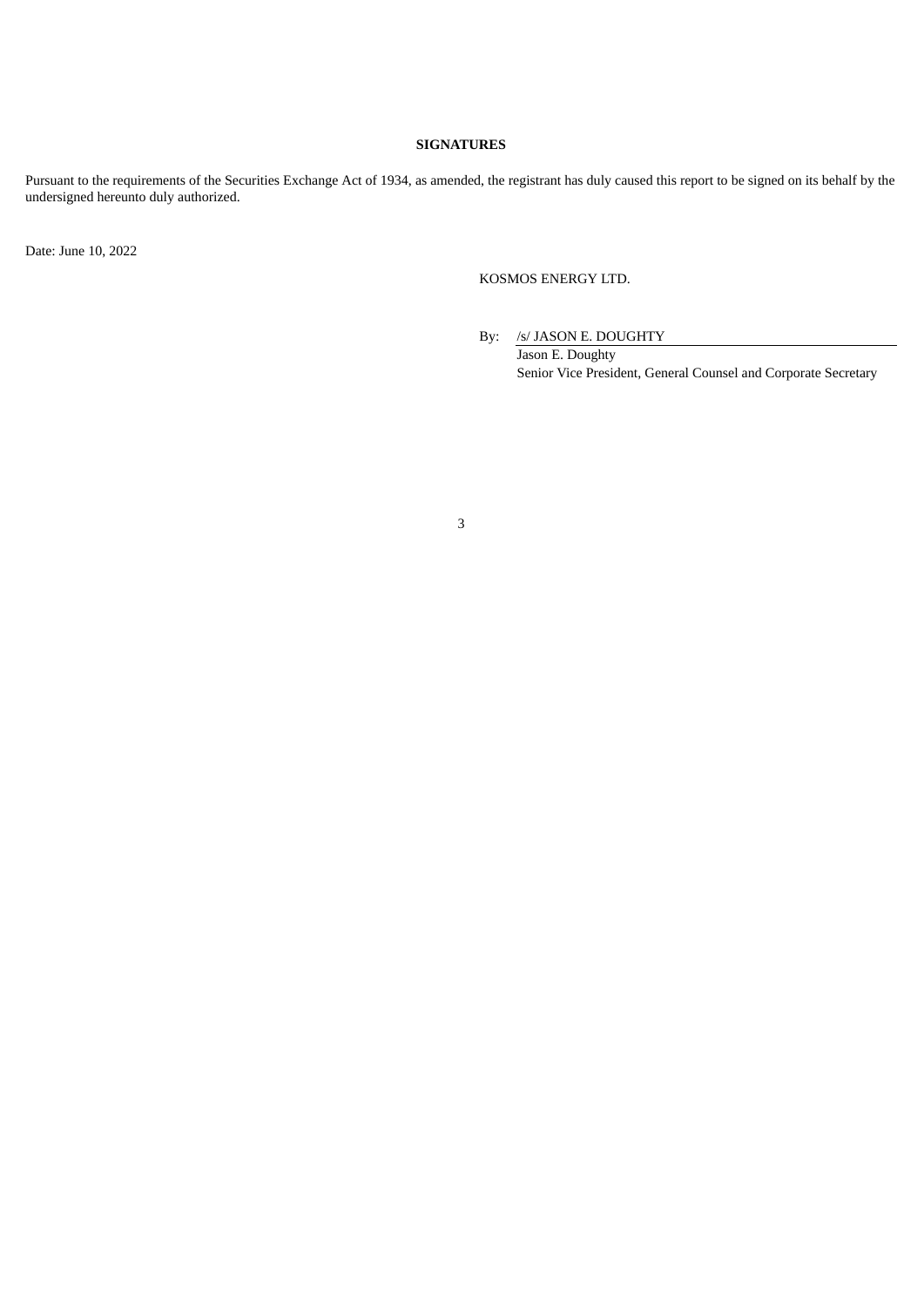**SIGNATURES**

Pursuant to the requirements of the Securities Exchange Act of 1934, as amended, the registrant has duly caused this report to be signed on its behalf by the undersigned hereunto duly authorized.

Date: June 10, 2022

KOSMOS ENERGY LTD.

By: /s/ JASON E. DOUGHTY

Jason E. Doughty

Senior Vice President, General Counsel and Corporate Secretary